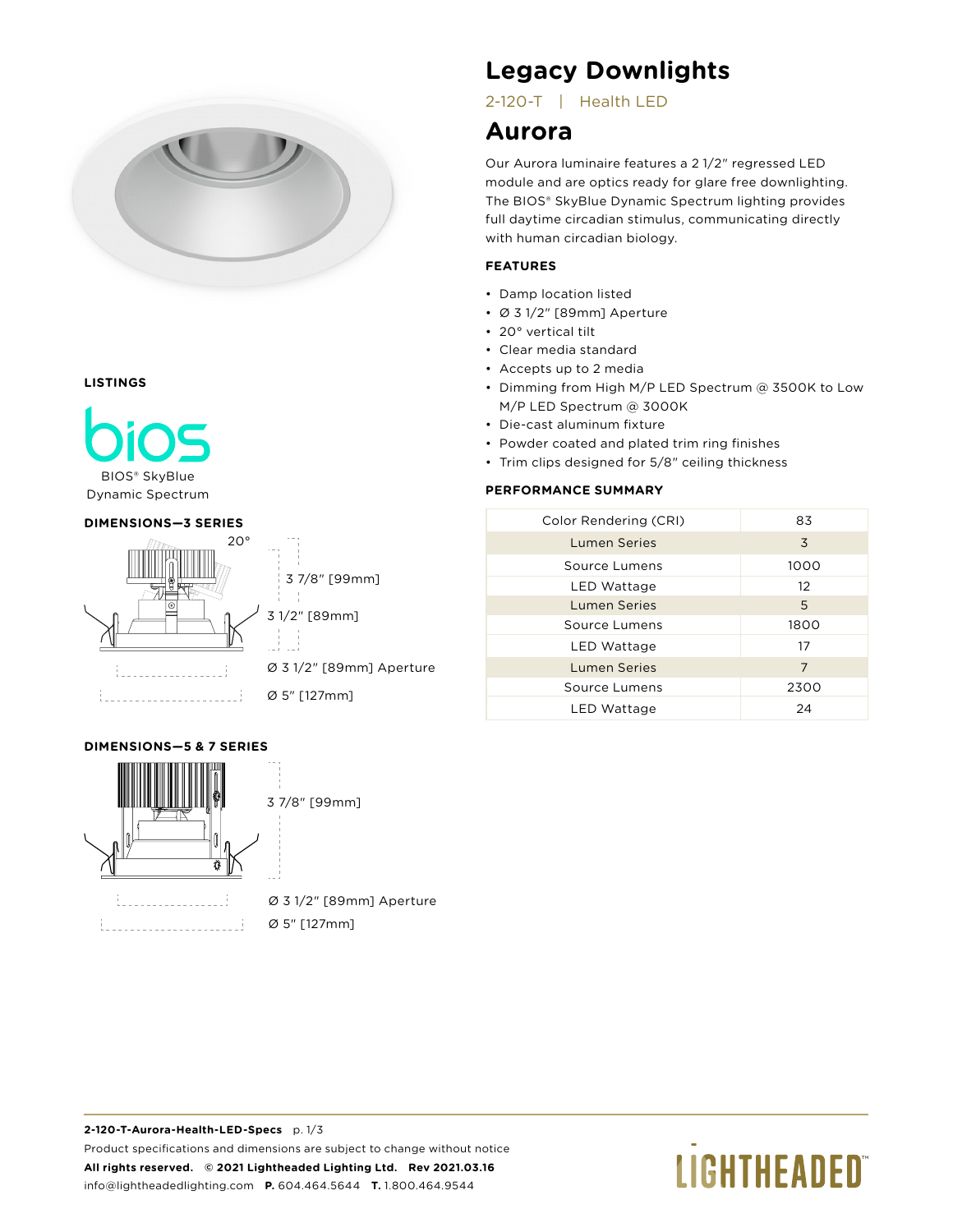# Legacy Downlights

2-120-T | Health LED

# Aurora

Our Aurora luminaire features a 2 1/2" regressed LED module and are optics ready for glare free downlighting. The BIOS® SkyBlue Dynamic Spectrum lighting provides full daytime circadian stimulus, communicating directly with human circadian biology.

### FEATURES

- Damp location listed
- Ø 3 1/2" [89mm] Aperture
- 20° vertical tilt
- Clear media standard
- Accepts up to 2 media
- Dimming from High M/P LED Spectrum @ 3500K to Low M/P LED Spectrum @ 3000K
- Die-cast aluminum fixture
- Powder coated and plated trim ring finishes
- Trim clips designed for 5/8" ceiling thickness

### PERFORMANCE SUMMARY

| Color Rendering (CRI) | 83 |
|---|---|
| Lumen Series | 3 |
| Source Lumens | 1000 |
| LED Wattage | 12 |
| Lumen Series | 5 |
| Source Lumens | 1800 |
| LED Wattage | 17 |
| Lumen Series | 7 |
| Source Lumens | 2300 |
| LED Wattage | 24 |

### LISTINGS

bios

BIOS® SkyBlue Dynamic Spectrum

### DIMENSIONS—3 SERIES

20°

3 7/8" [99mm]

3 1/2" [89mm]

Ø 3 1/2" [89mm] Aperture

Ø 5" [127mm]

### DIMENSIONS—5 & 7 SERIES

3 7/8" [99mm]

Ø 3 1/2" [89mm] Aperture

Ø 5" [127mm]

**2-120-T-Aurora-Health-LED-Specs**

Product specifications and dimensions are subject to change without notice

**All rights reserved. © 2021 Lightheaded Lighting Ltd. Rev 2021.03.16**

info@lightheadedlighting.com **P.** 604.464.5644 **T.** 1.800.464.9544

LIGHTHEADED™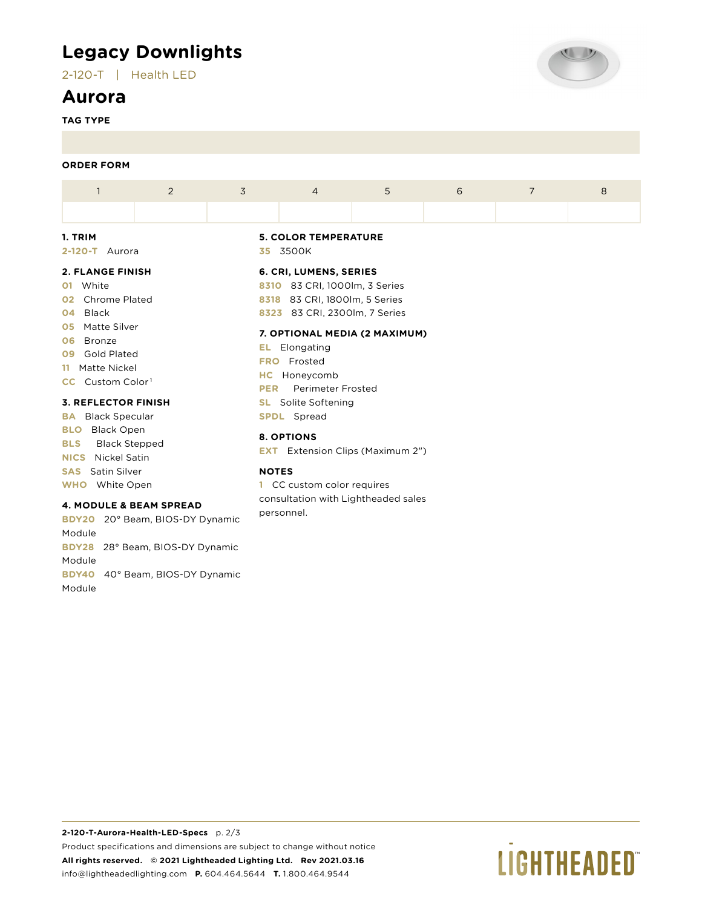# Legacy Downlights

2-120-T | Health LED

## Aurora

**TAG TYPE**

**ORDER FORM**

| 1 | 2 | 3 | 4 | 5 | 6 | 7 | 8 |
|---|---|---|---|---|---|---|---|
| | | | | | | | |

### 1. TRIM

**2-120-T** Aurora

### 2. FLANGE FINISH

**01** White
**02** Chrome Plated
**04** Black
**05** Matte Silver
**06** Bronze
**09** Gold Plated
**11** Matte Nickel
**CC** Custom Color[1]

### 3. REFLECTOR FINISH

**BA** Black Specular
**BLO** Black Open
**BLS** Black Stepped
**NICS** Nickel Satin
**SAS** Satin Silver
**WHO** White Open

### 4. MODULE & BEAM SPREAD

**BDY20** 20° Beam, BIOS-DY Dynamic Module
**BDY28** 28° Beam, BIOS-DY Dynamic Module
**BDY40** 40° Beam, BIOS-DY Dynamic Module

### 5. COLOR TEMPERATURE

**35** 3500K

### 6. CRI, LUMENS, SERIES

**8310** 83 CRI, 1000lm, 3 Series
**8318** 83 CRI, 1800lm, 5 Series
**8323** 83 CRI, 2300lm, 7 Series

### 7. OPTIONAL MEDIA (2 MAXIMUM)

**EL** Elongating
**FRO** Frosted
**HC** Honeycomb
**PER** Perimeter Frosted
**SL** Solite Softening
**SPDL** Spread

### 8. OPTIONS

**EXT** Extension Clips (Maximum 2")

### NOTES

**1** CC custom color requires consultation with Lightheaded sales personnel.

**2-120-T-Aurora-Health-LED-Specs**

Product specifications and dimensions are subject to change without notice

**All rights reserved. © 2021 Lightheaded Lighting Ltd. Rev 2021.03.16**

info@lightheadedlighting.com **P.** 604.464.5644 **T.** 1.800.464.9544

LIGHTHEADED™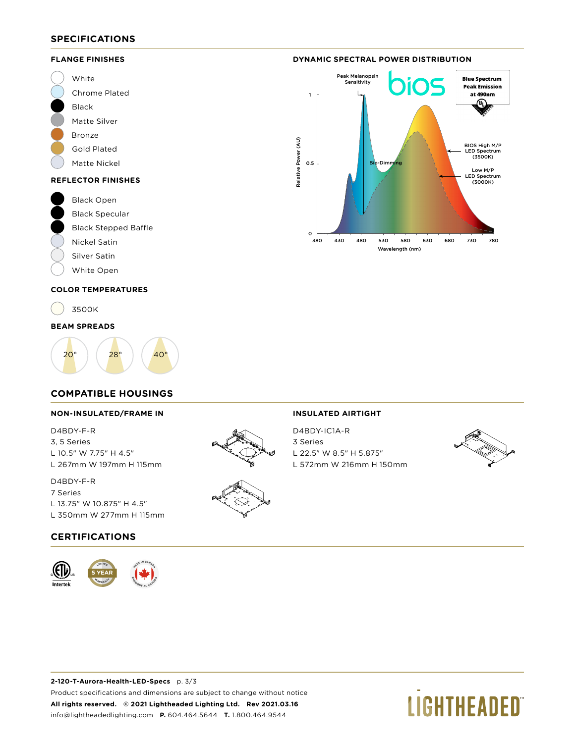## SPECIFICATIONS

### FLANGE FINISHES

- White
- Chrome Plated
- Black
- Matte Silver
- Bronze
- Gold Plated
- Matte Nickel

### REFLECTOR FINISHES

- Black Open
- Black Specular
- Black Stepped Baffle
- Nickel Satin
- Silver Satin
- White Open

### COLOR TEMPERATURES

- 3500K

### BEAM SPREADS

20°
28°
40°

### DYNAMIC SPECTRAL POWER DISTRIBUTION

Peak Melanopsin Sensitivity
bios
Blue Spectrum Peak Emission at 490nm
Bio-Dimming
BIOS High M/P LED Spectrum (3500K)
Low M/P LED Spectrum (3000K)
Relative Power (AU)
1
0.5
0
380 430 480 530 580 630 680 730 780
Wavelength (nm)

## COMPATIBLE HOUSINGS

### NON-INSULATED/FRAME IN

D4BDY-F-R
3, 5 Series
L 10.5" W 7.75" H 4.5"
L 267mm W 197mm H 115mm

D4BDY-F-R
7 Series
L 13.75" W 10.875" H 4.5"
L 350mm W 277mm H 115mm

### INSULATED AIRTIGHT

D4BDY-IC1A-R
3 Series
L 22.5" W 8.5" H 5.875"
L 572mm W 216mm H 150mm

## CERTIFICATIONS

Intertek
5 YEAR LIMITED WARRANTY
MADE IN CANADA / FABRIQUÉ AU CANADA

**2-120-T-Aurora-Health-LED-Specs** p. 3/3
Product specifications and dimensions are subject to change without notice
**All rights reserved. © 2021 Lightheaded Lighting Ltd. Rev 2021.03.16**
info@lightheadedlighting.com **P.** 604.464.5644 **T.** 1.800.464.9544

LIGHTHEADED™